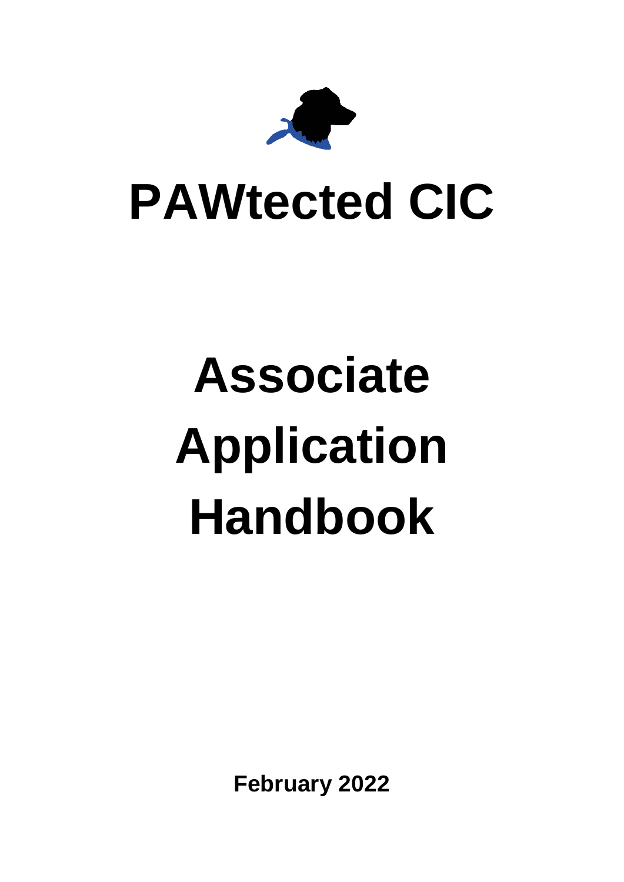# PAWtected CIC

# Associate Application Handbook

**February 2022**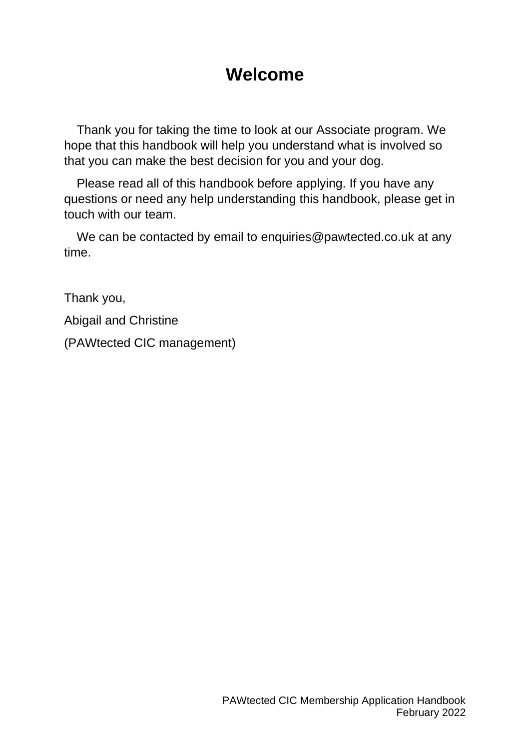# Welcome

Thank you for taking the time to look at our Associate program. We hope that this handbook will help you understand what is involved so that you can make the best decision for you and your dog.

Please read all of this handbook before applying. If you have any questions or need any help understanding this handbook, please get in touch with our team.

We can be contacted by email to enquiries@pawtected.co.uk at any time.

Thank you,

Abigail and Christine

(PAWtected CIC management)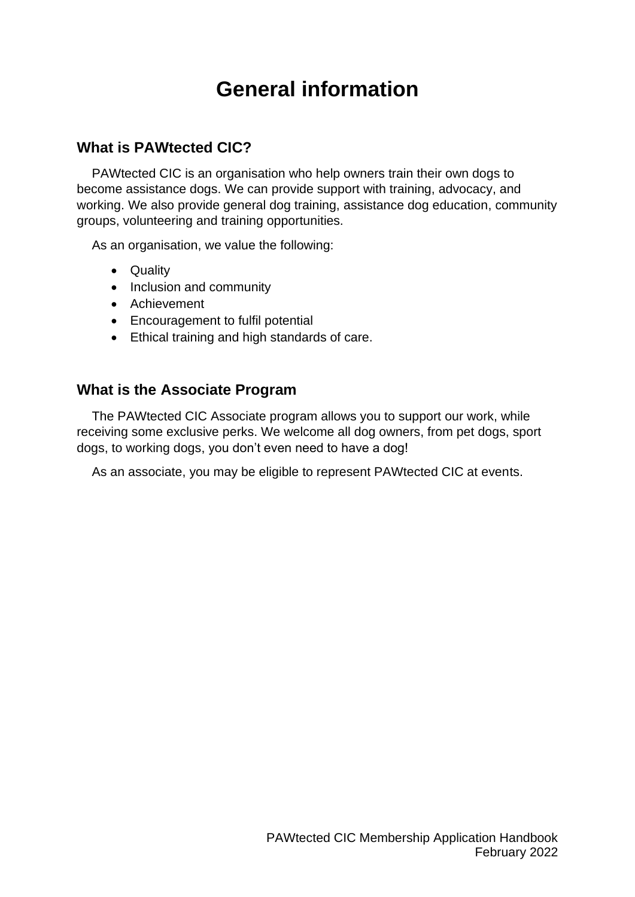# General information

## What is PAWtected CIC?

PAWtected CIC is an organisation who help owners train their own dogs to become assistance dogs. We can provide support with training, advocacy, and working. We also provide general dog training, assistance dog education, community groups, volunteering and training opportunities.

As an organisation, we value the following:

- Quality
- Inclusion and community
- Achievement
- Encouragement to fulfil potential
- Ethical training and high standards of care.

## What is the Associate Program

The PAWtected CIC Associate program allows you to support our work, while receiving some exclusive perks. We welcome all dog owners, from pet dogs, sport dogs, to working dogs, you don't even need to have a dog!

As an associate, you may be eligible to represent PAWtected CIC at events.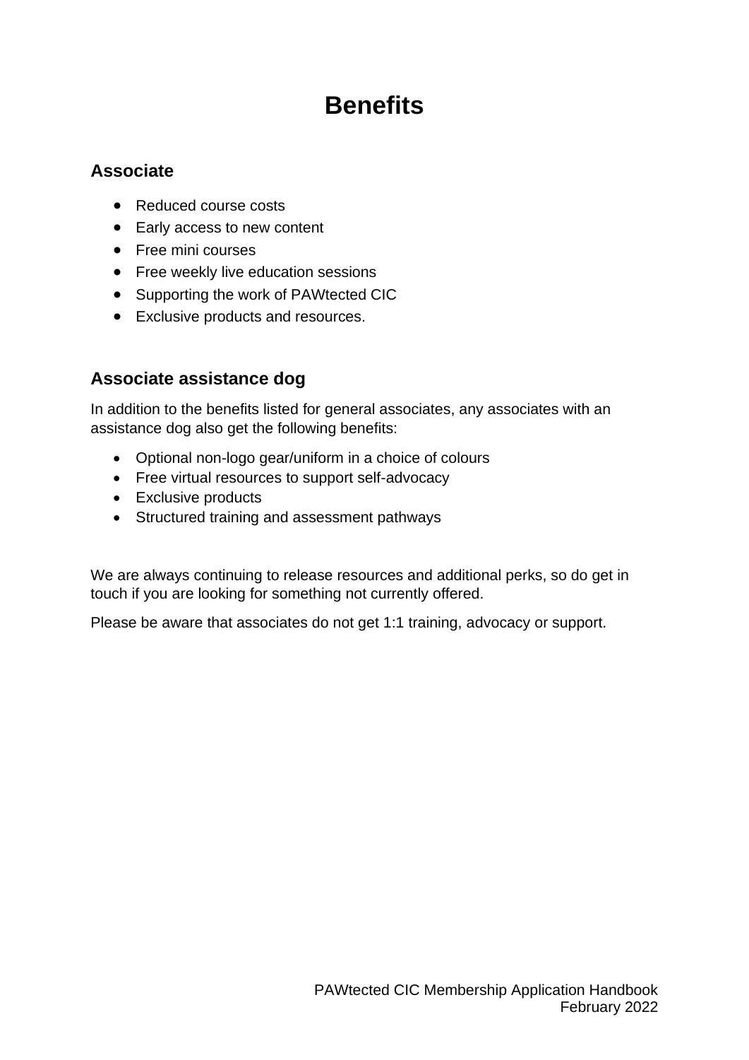# Benefits

## Associate

- Reduced course costs
- Early access to new content
- Free mini courses
- Free weekly live education sessions
- Supporting the work of PAWtected CIC
- Exclusive products and resources.

## Associate assistance dog

In addition to the benefits listed for general associates, any associates with an assistance dog also get the following benefits:

- Optional non-logo gear/uniform in a choice of colours
- Free virtual resources to support self-advocacy
- Exclusive products
- Structured training and assessment pathways

We are always continuing to release resources and additional perks, so do get in touch if you are looking for something not currently offered.

Please be aware that associates do not get 1:1 training, advocacy or support.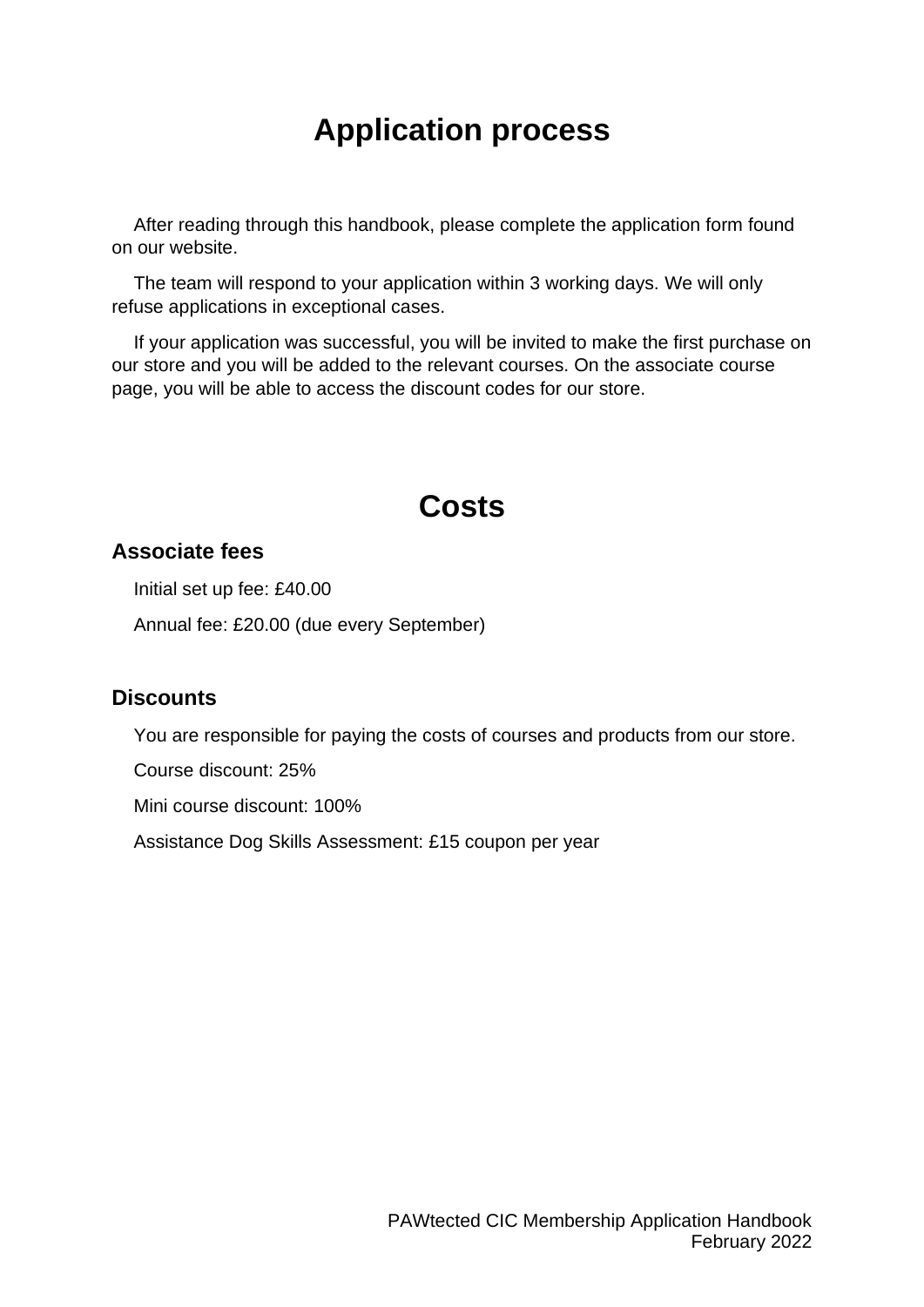# Application process

After reading through this handbook, please complete the application form found on our website.

The team will respond to your application within 3 working days. We will only refuse applications in exceptional cases.

If your application was successful, you will be invited to make the first purchase on our store and you will be added to the relevant courses. On the associate course page, you will be able to access the discount codes for our store.

# Costs

## Associate fees

Initial set up fee: £40.00

Annual fee: £20.00 (due every September)

## Discounts

You are responsible for paying the costs of courses and products from our store.

Course discount: 25%

Mini course discount: 100%

Assistance Dog Skills Assessment: £15 coupon per year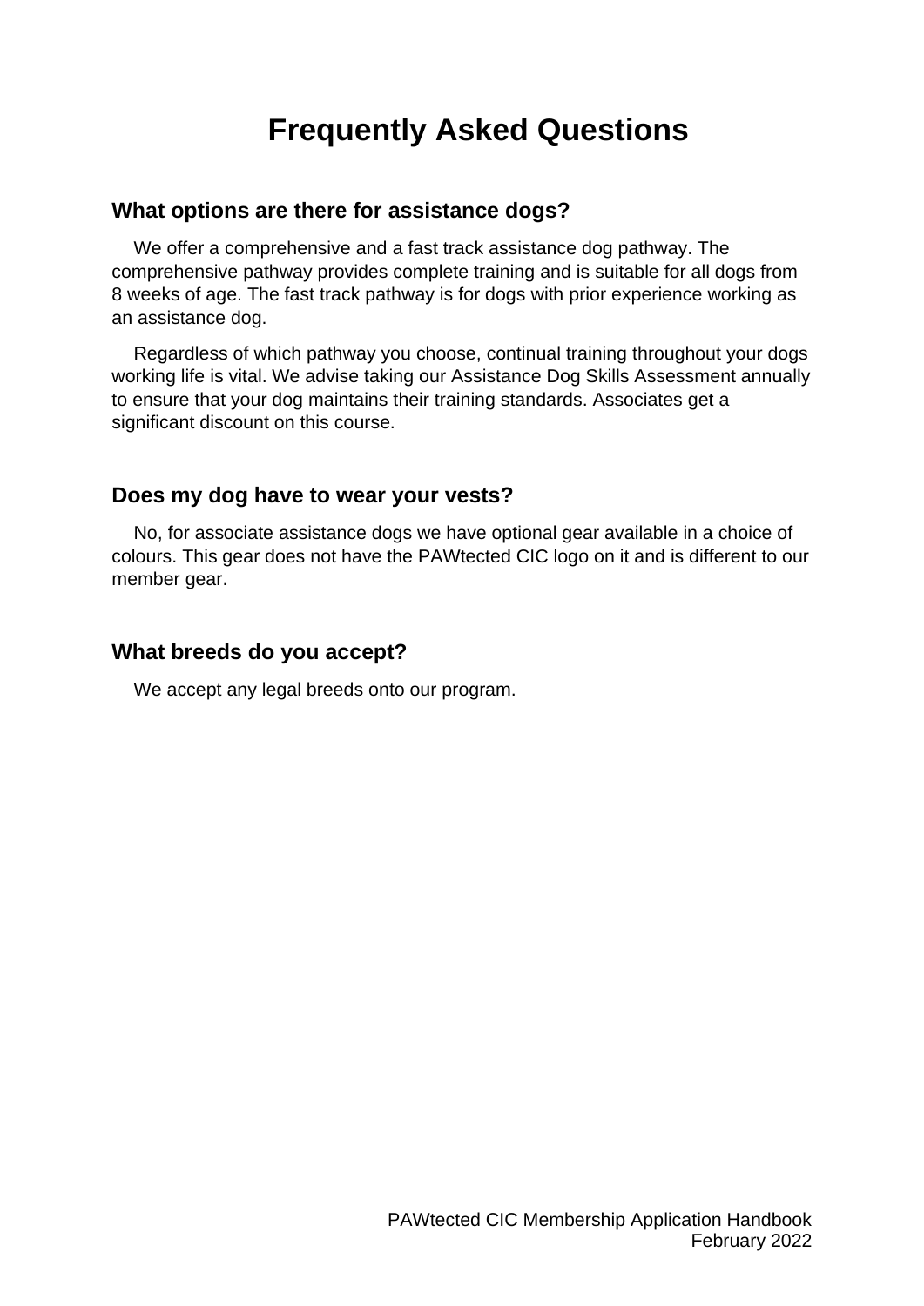# Frequently Asked Questions

## What options are there for assistance dogs?

We offer a comprehensive and a fast track assistance dog pathway. The comprehensive pathway provides complete training and is suitable for all dogs from 8 weeks of age. The fast track pathway is for dogs with prior experience working as an assistance dog.

Regardless of which pathway you choose, continual training throughout your dogs working life is vital. We advise taking our Assistance Dog Skills Assessment annually to ensure that your dog maintains their training standards. Associates get a significant discount on this course.

## Does my dog have to wear your vests?

No, for associate assistance dogs we have optional gear available in a choice of colours. This gear does not have the PAWtected CIC logo on it and is different to our member gear.

## What breeds do you accept?

We accept any legal breeds onto our program.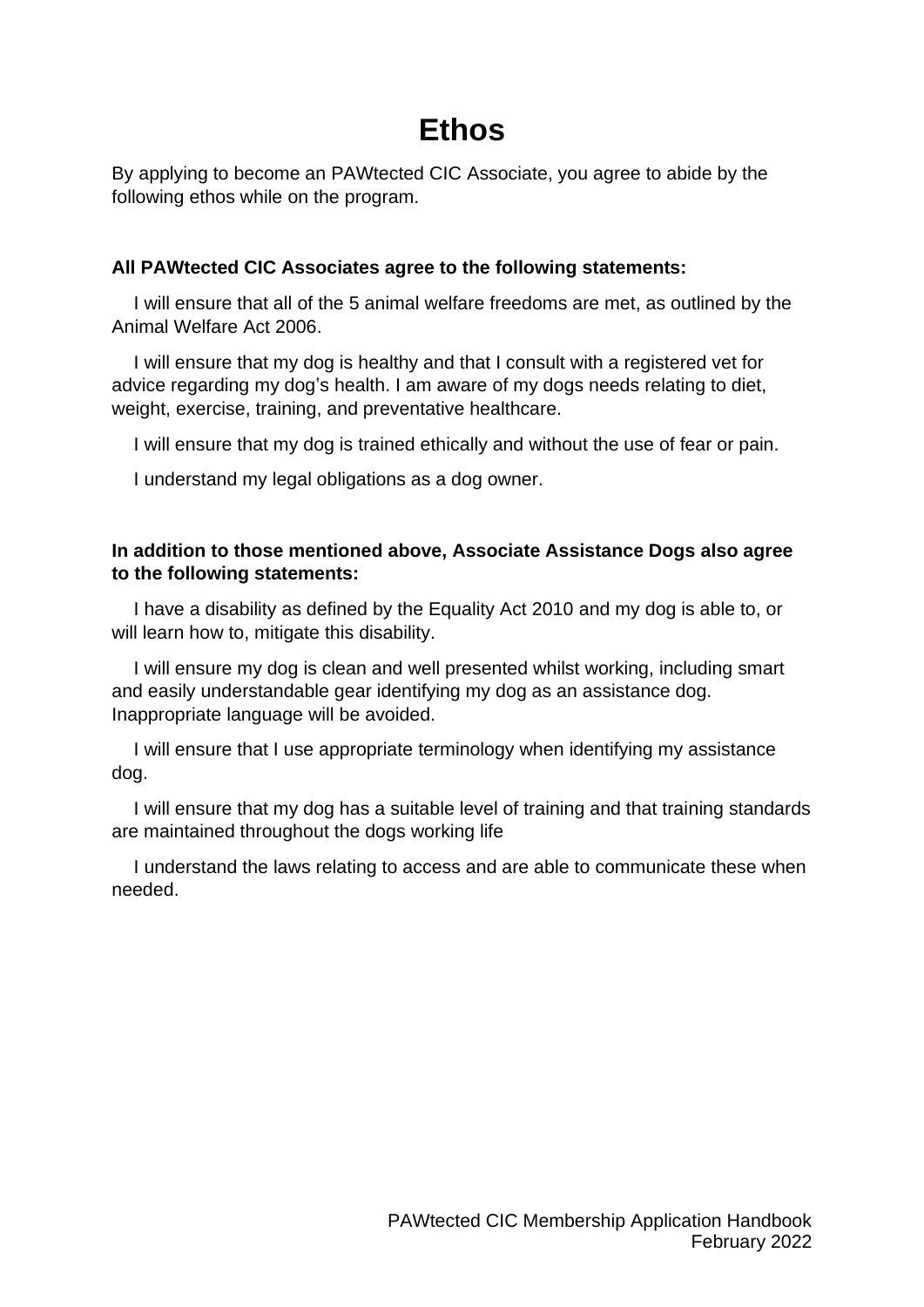# Ethos

By applying to become an PAWtected CIC Associate, you agree to abide by the following ethos while on the program.

**All PAWtected CIC Associates agree to the following statements:**

I will ensure that all of the 5 animal welfare freedoms are met, as outlined by the Animal Welfare Act 2006.

I will ensure that my dog is healthy and that I consult with a registered vet for advice regarding my dog's health. I am aware of my dogs needs relating to diet, weight, exercise, training, and preventative healthcare.

I will ensure that my dog is trained ethically and without the use of fear or pain.

I understand my legal obligations as a dog owner.

**In addition to those mentioned above, Associate Assistance Dogs also agree to the following statements:**

I have a disability as defined by the Equality Act 2010 and my dog is able to, or will learn how to, mitigate this disability.

I will ensure my dog is clean and well presented whilst working, including smart and easily understandable gear identifying my dog as an assistance dog. Inappropriate language will be avoided.

I will ensure that I use appropriate terminology when identifying my assistance dog.

I will ensure that my dog has a suitable level of training and that training standards are maintained throughout the dogs working life

I understand the laws relating to access and are able to communicate these when needed.